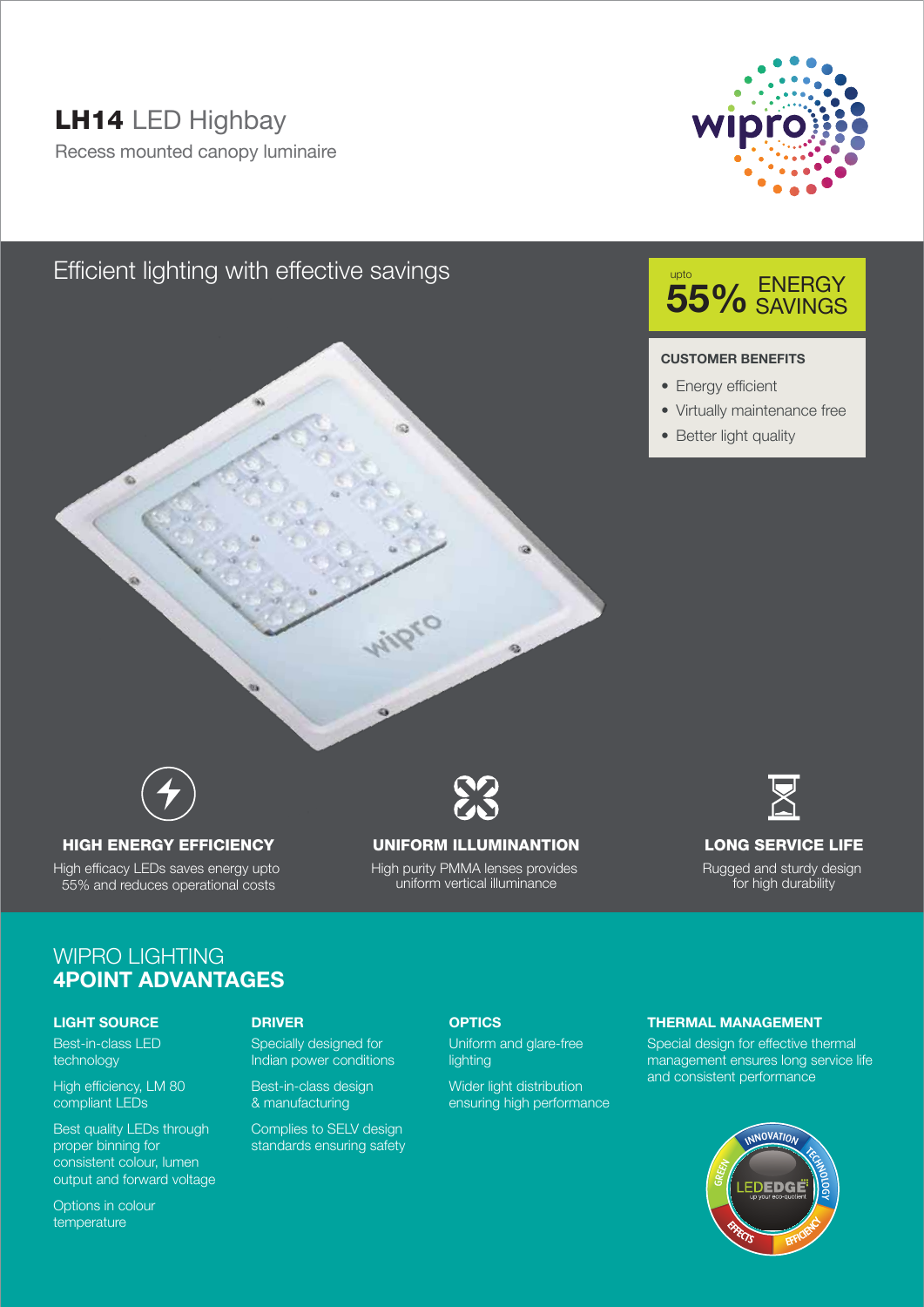# **LH14** LED Highbay

Recess mounted canopy luminaire

## Efficient lighting with effective savings

upto **55%** ENERGY SAVINGS

**CUSTOMER BENEFITS**

- Energy efficient
- Virtually maintenance free
- Better light quality

### HIGH ENERGY EFFICIENCY

High efficacy LEDs saves energy upto 55% and reduces operational costs

### UNIFORM ILLUMINANTION

High purity PMMA lenses provides uniform vertical illuminance

### LONG SERVICE LIFE

Rugged and sturdy design for high durability

## WIPRO LIGHTING **4POINT ADVANTAGES**

### LIGHT SOURCE

Best-in-class LED technology

High efficiency, LM 80 compliant LEDs

Best quality LEDs through proper binning for consistent colour, lumen output and forward voltage

Options in colour temperature

### DRIVER

Specially designed for Indian power conditions

Best-in-class design & manufacturing

Complies to SELV design standards ensuring safety

### OPTICS

Uniform and glare-free lighting

Wider light distribution ensuring high performance

### THERMAL MANAGEMENT

Special design for effective thermal management ensures long service life and consistent performance

INNOVATION TECHNOLOGY EFFICIENCY EFFECTS GREEN — LEDEDGE up your eco-quotient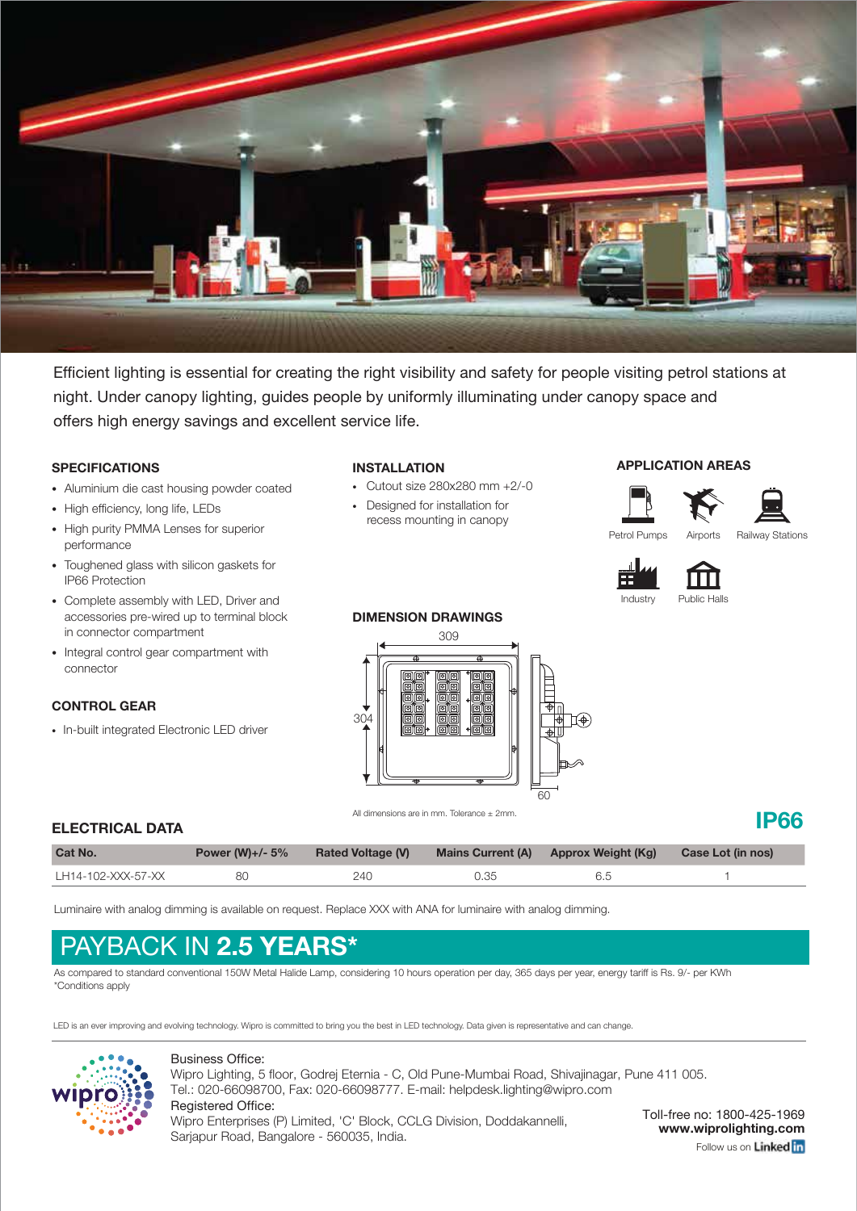Efficient lighting is essential for creating the right visibility and safety for people visiting petrol stations at night. Under canopy lighting, guides people by uniformly illuminating under canopy space and offers high energy savings and excellent service life.

## SPECIFICATIONS

- Aluminium die cast housing powder coated
- High efficiency, long life, LEDs
- High purity PMMA Lenses for superior performance
- Toughened glass with silicon gaskets for IP66 Protection
- Complete assembly with LED, Driver and accessories pre-wired up to terminal block in connector compartment
- Integral control gear compartment with connector

## CONTROL GEAR

- In-built integrated Electronic LED driver

## INSTALLATION

- Cutout size 280x280 mm +2/-0
- Designed for installation for recess mounting in canopy

## APPLICATION AREAS

Petrol Pumps
Airports
Railway Stations
Industry
Public Halls

## DIMENSION DRAWINGS

309
304
60

All dimensions are in mm. Tolerance ± 2mm.

**IP66**

## ELECTRICAL DATA

| Cat No. | Power (W)+/- 5% | Rated Voltage (V) | Mains Current (A) | Approx Weight (Kg) | Case Lot (in nos) |
|---|---|---|---|---|---|
| LH14-102-XXX-57-XX | 80 | 240 | 0.35 | 6.5 | 1 |

Luminaire with analog dimming is available on request. Replace XXX with ANA for luminaire with analog dimming.

## PAYBACK IN **2.5 YEARS***

As compared to standard conventional 150W Metal Halide Lamp, considering 10 hours operation per day, 365 days per year, energy tariff is Rs. 9/- per KWh
*Conditions apply

LED is an ever improving and evolving technology. Wipro is committed to bring you the best in LED technology. Data given is representative and can change.

Business Office:
Wipro Lighting, 5 floor, Godrej Eternia - C, Old Pune-Mumbai Road, Shivajinagar, Pune 411 005.
Tel.: 020-66098700, Fax: 020-66098777. E-mail: helpdesk.lighting@wipro.com
Registered Office:
Wipro Enterprises (P) Limited, 'C' Block, CCLG Division, Doddakannelli,
Sarjapur Road, Bangalore - 560035, India.

Toll-free no: 1800-425-1969
**www.wiprolighting.com**
Follow us on LinkedIn